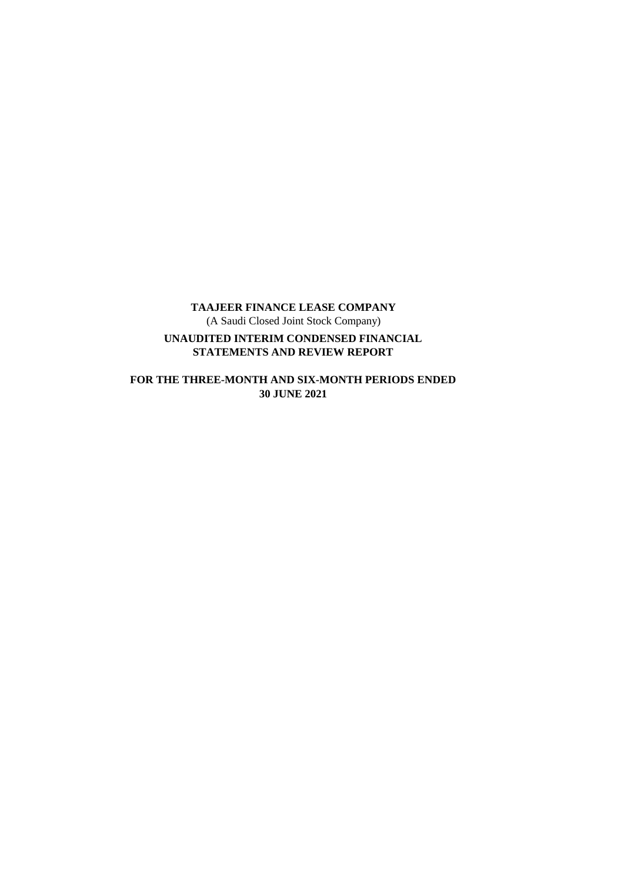**TAAJEER FINANCE LEASE COMPANY**

(A Saudi Closed Joint Stock Company)

**UNAUDITED INTERIM CONDENSED FINANCIAL STATEMENTS AND REVIEW REPORT**

**FOR THE THREE-MONTH AND SIX-MONTH PERIODS ENDED 30 JUNE 2021**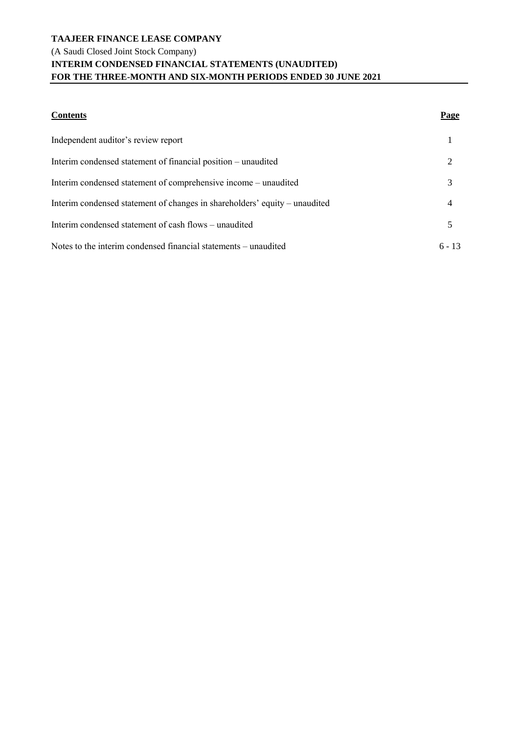**TAAJEER FINANCE LEASE COMPANY**

(A Saudi Closed Joint Stock Company)

**INTERIM CONDENSED FINANCIAL STATEMENTS (UNAUDITED)**

**FOR THE THREE-MONTH AND SIX-MONTH PERIODS ENDED 30 JUNE 2021**

| **Contents** | **Page** |
|---|---|
| Independent auditor's review report | 1 |
| Interim condensed statement of financial position – unaudited | 2 |
| Interim condensed statement of comprehensive income – unaudited | 3 |
| Interim condensed statement of changes in shareholders' equity – unaudited | 4 |
| Interim condensed statement of cash flows – unaudited | 5 |
| Notes to the interim condensed financial statements – unaudited | 6 - 13 |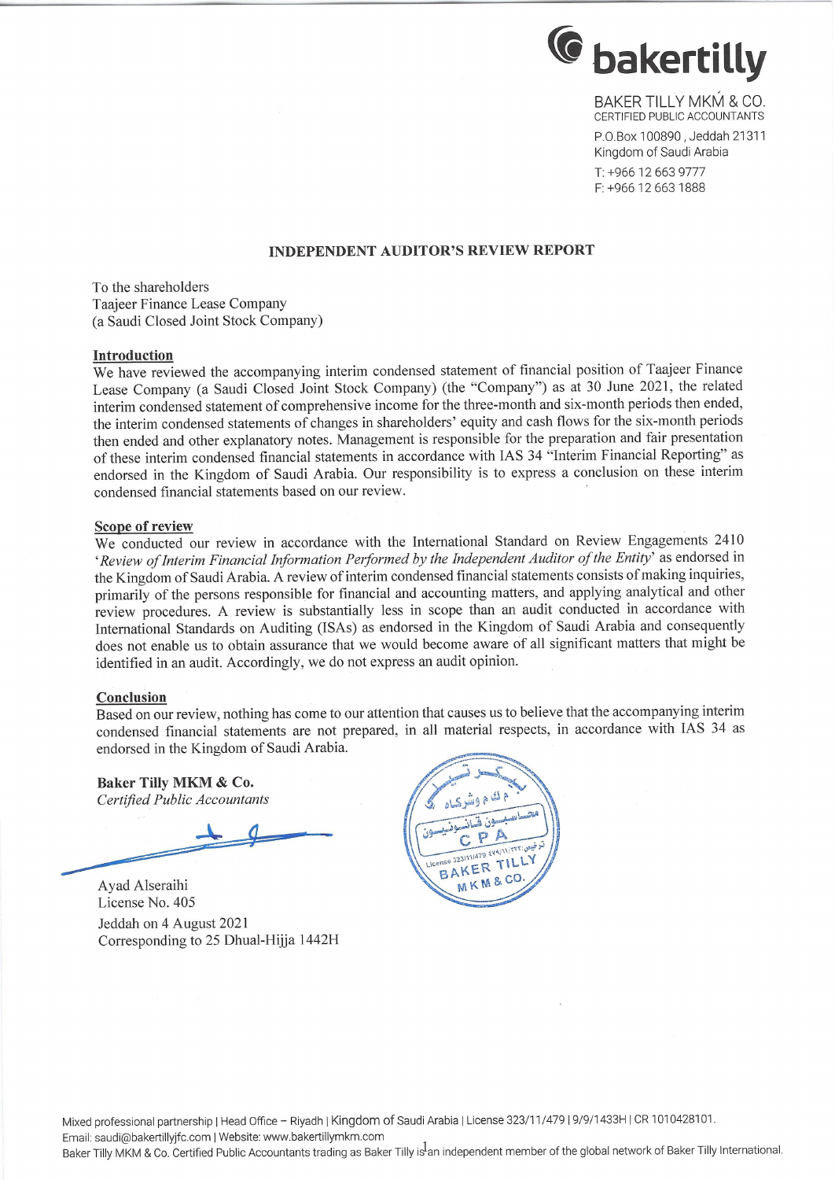**bakertilly**

BAKER TILLY MKM & CO.
CERTIFIED PUBLIC ACCOUNTANTS
P.O.Box 100890, Jeddah 21311
Kingdom of Saudi Arabia
T: +966 12 663 9777
F: +966 12 663 1888

## INDEPENDENT AUDITOR'S REVIEW REPORT

To the shareholders
Taajeer Finance Lease Company
(a Saudi Closed Joint Stock Company)

### Introduction

We have reviewed the accompanying interim condensed statement of financial position of Taajeer Finance Lease Company (a Saudi Closed Joint Stock Company) (the "Company") as at 30 June 2021, the related interim condensed statement of comprehensive income for the three-month and six-month periods then ended, the interim condensed statements of changes in shareholders' equity and cash flows for the six-month periods then ended and other explanatory notes. Management is responsible for the preparation and fair presentation of these interim condensed financial statements in accordance with IAS 34 "Interim Financial Reporting" as endorsed in the Kingdom of Saudi Arabia. Our responsibility is to express a conclusion on these interim condensed financial statements based on our review.

### Scope of review

We conducted our review in accordance with the International Standard on Review Engagements 2410 '*Review of Interim Financial Information Performed by the Independent Auditor of the Entity*' as endorsed in the Kingdom of Saudi Arabia. A review of interim condensed financial statements consists of making inquiries, primarily of the persons responsible for financial and accounting matters, and applying analytical and other review procedures. A review is substantially less in scope than an audit conducted in accordance with International Standards on Auditing (ISAs) as endorsed in the Kingdom of Saudi Arabia and consequently does not enable us to obtain assurance that we would become aware of all significant matters that might be identified in an audit. Accordingly, we do not express an audit opinion.

### Conclusion

Based on our review, nothing has come to our attention that causes us to believe that the accompanying interim condensed financial statements are not prepared, in all material respects, in accordance with IAS 34 as endorsed in the Kingdom of Saudi Arabia.

**Baker Tilly MKM & Co.**
*Certified Public Accountants*

Ayad Alseraihi
License No. 405
Jeddah on 4 August 2021
Corresponding to 25 Dhual-Hijja 1442H

Mixed professional partnership | Head Office – Riyadh | Kingdom of Saudi Arabia | License 323/11/479 | 9/9/1433H | CR 1010428101.
Email: saudi@bakertillyjfc.com | Website: www.bakertillymkm.com
Baker Tilly MKM & Co. Certified Public Accountants trading as Baker Tilly is an independent member of the global network of Baker Tilly International.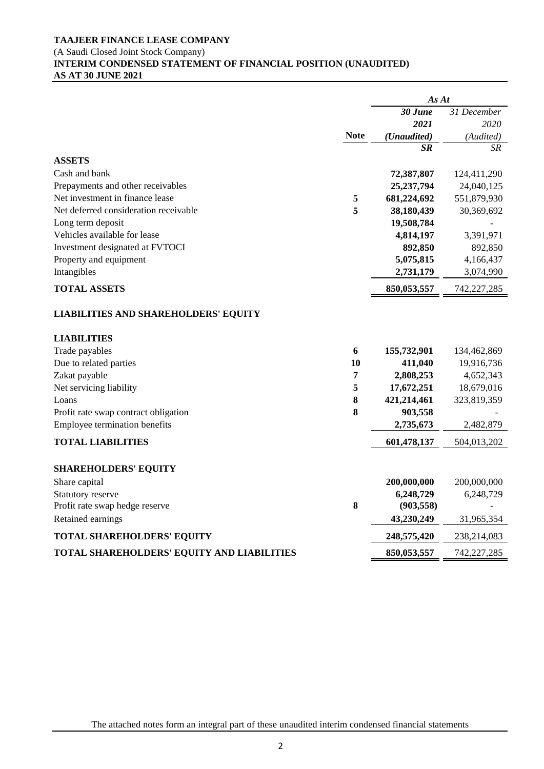**TAAJEER FINANCE LEASE COMPANY**
(A Saudi Closed Joint Stock Company)
**INTERIM CONDENSED STATEMENT OF FINANCIAL POSITION (UNAUDITED)**
**AS AT 30 JUNE 2021**

| | Note | *As At* 30 June 2021 (Unaudited) SR | 31 December 2020 (Audited) SR |
|---|---|---|---|
| **ASSETS** | | | |
| Cash and bank | | **72,387,807** | 124,411,290 |
| Prepayments and other receivables | | **25,237,794** | 24,040,125 |
| Net investment in finance lease | **5** | **681,224,692** | 551,879,930 |
| Net deferred consideration receivable | **5** | **38,180,439** | 30,369,692 |
| Long term deposit | | **19,508,784** | - |
| Vehicles available for lease | | **4,814,197** | 3,391,971 |
| Investment designated at FVTOCI | | **892,850** | 892,850 |
| Property and equipment | | **5,075,815** | 4,166,437 |
| Intangibles | | **2,731,179** | 3,074,990 |
| **TOTAL ASSETS** | | **850,053,557** | 742,227,285 |
| **LIABILITIES AND SHAREHOLDERS' EQUITY** | | | |
| **LIABILITIES** | | | |
| Trade payables | **6** | **155,732,901** | 134,462,869 |
| Due to related parties | **10** | **411,040** | 19,916,736 |
| Zakat payable | **7** | **2,808,253** | 4,652,343 |
| Net servicing liability | **5** | **17,672,251** | 18,679,016 |
| Loans | **8** | **421,214,461** | 323,819,359 |
| Profit rate swap contract obligation | **8** | **903,558** | - |
| Employee termination benefits | | **2,735,673** | 2,482,879 |
| **TOTAL LIABILITIES** | | **601,478,137** | 504,013,202 |
| **SHAREHOLDERS' EQUITY** | | | |
| Share capital | | **200,000,000** | 200,000,000 |
| Statutory reserve | | **6,248,729** | 6,248,729 |
| Profit rate swap hedge reserve | **8** | **(903,558)** | - |
| Retained earnings | | **43,230,249** | 31,965,354 |
| **TOTAL SHAREHOLDERS' EQUITY** | | **248,575,420** | 238,214,083 |
| **TOTAL SHAREHOLDERS' EQUITY AND LIABILITIES** | | **850,053,557** | 742,227,285 |

The attached notes form an integral part of these unaudited interim condensed financial statements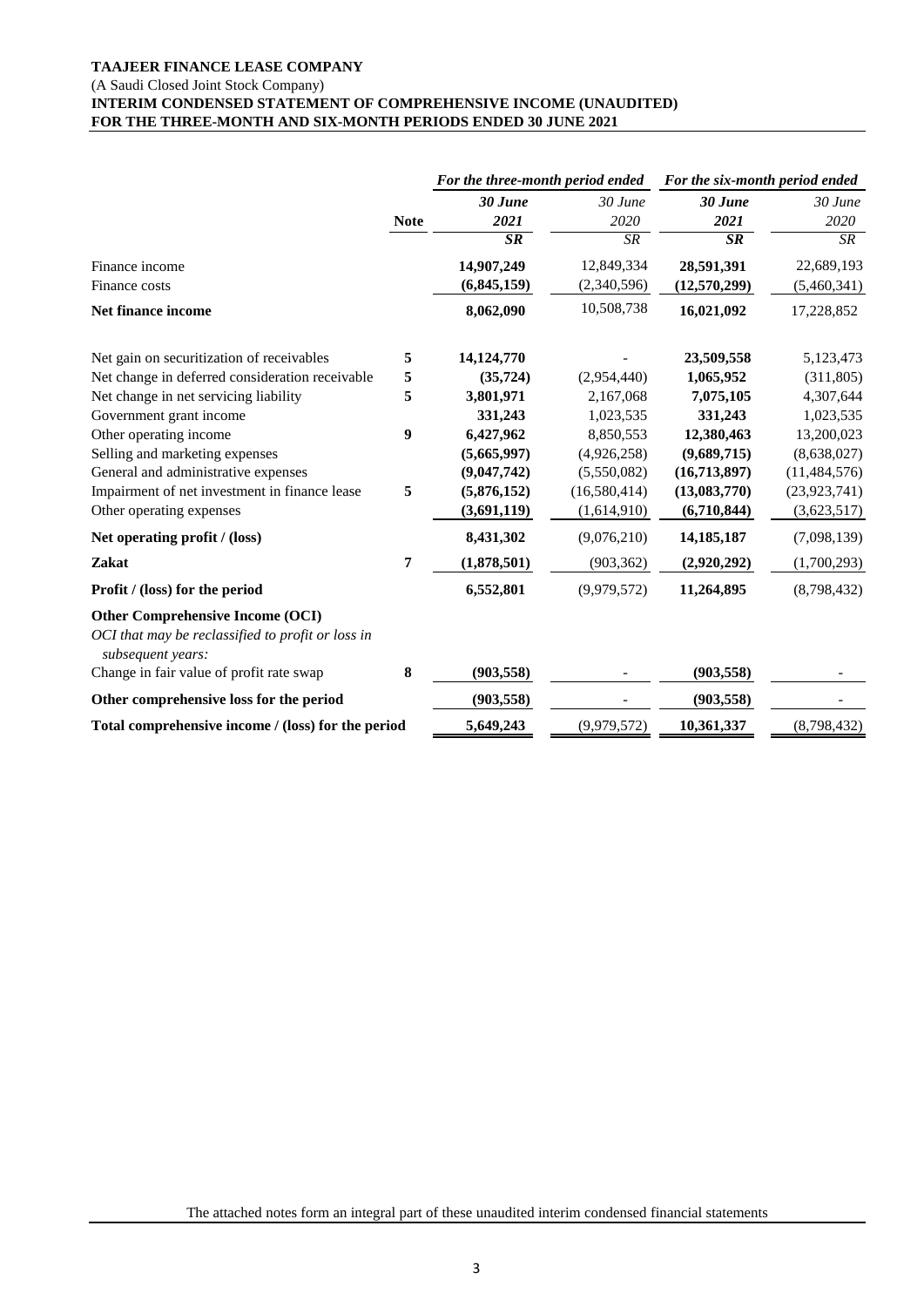**TAAJEER FINANCE LEASE COMPANY**
(A Saudi Closed Joint Stock Company)
**INTERIM CONDENSED STATEMENT OF COMPREHENSIVE INCOME (UNAUDITED)**
**FOR THE THREE-MONTH AND SIX-MONTH PERIODS ENDED 30 JUNE 2021**

| | | *For the three-month period ended* | | *For the six-month period ended* | |
|---|---|---|---|---|---|
| | **Note** | ***30 June 2021*** | *30 June 2020* | ***30 June 2021*** | *30 June 2020* |
| | | ***SR*** | *SR* | ***SR*** | *SR* |
| Finance income | | **14,907,249** | 12,849,334 | **28,591,391** | 22,689,193 |
| Finance costs | | **(6,845,159)** | (2,340,596) | **(12,570,299)** | (5,460,341) |
| **Net finance income** | | **8,062,090** | 10,508,738 | **16,021,092** | 17,228,852 |
| Net gain on securitization of receivables | **5** | **14,124,770** | - | **23,509,558** | 5,123,473 |
| Net change in deferred consideration receivable | **5** | **(35,724)** | (2,954,440) | **1,065,952** | (311,805) |
| Net change in net servicing liability | **5** | **3,801,971** | 2,167,068 | **7,075,105** | 4,307,644 |
| Government grant income | | **331,243** | 1,023,535 | **331,243** | 1,023,535 |
| Other operating income | **9** | **6,427,962** | 8,850,553 | **12,380,463** | 13,200,023 |
| Selling and marketing expenses | | **(5,665,997)** | (4,926,258) | **(9,689,715)** | (8,638,027) |
| General and administrative expenses | | **(9,047,742)** | (5,550,082) | **(16,713,897)** | (11,484,576) |
| Impairment of net investment in finance lease | **5** | **(5,876,152)** | (16,580,414) | **(13,083,770)** | (23,923,741) |
| Other operating expenses | | **(3,691,119)** | (1,614,910) | **(6,710,844)** | (3,623,517) |
| **Net operating profit / (loss)** | | **8,431,302** | (9,076,210) | **14,185,187** | (7,098,139) |
| **Zakat** | **7** | **(1,878,501)** | (903,362) | **(2,920,292)** | (1,700,293) |
| **Profit / (loss) for the period** | | **6,552,801** | (9,979,572) | **11,264,895** | (8,798,432) |
| **Other Comprehensive Income (OCI)** | | | | | |
| *OCI that may be reclassified to profit or loss in subsequent years:* | | | | | |
| Change in fair value of profit rate swap | **8** | **(903,558)** | - | **(903,558)** | - |
| **Other comprehensive loss for the period** | | **(903,558)** | - | **(903,558)** | - |
| **Total comprehensive income / (loss) for the period** | | **5,649,243** | (9,979,572) | **10,361,337** | (8,798,432) |

The attached notes form an integral part of these unaudited interim condensed financial statements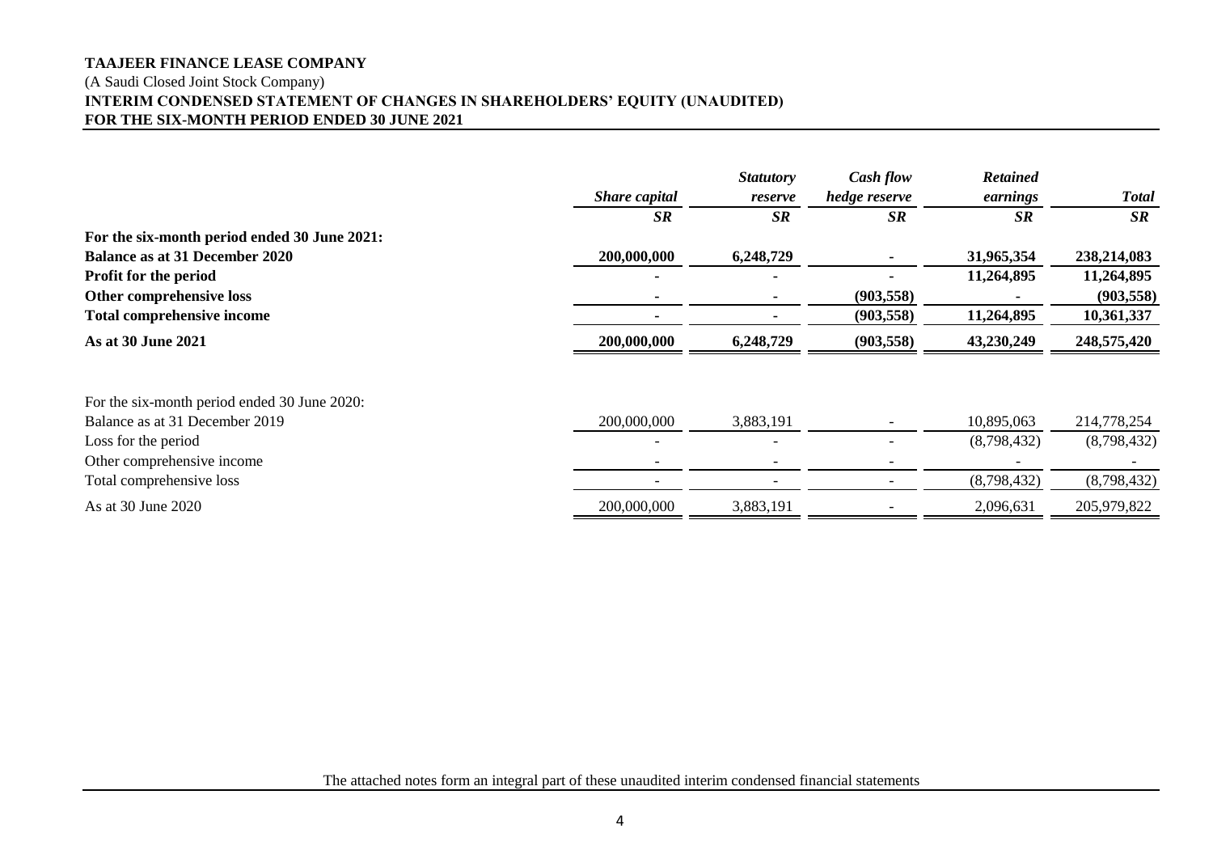**TAAJEER FINANCE LEASE COMPANY**
(A Saudi Closed Joint Stock Company)
**INTERIM CONDENSED STATEMENT OF CHANGES IN SHAREHOLDERS' EQUITY (UNAUDITED)**
**FOR THE SIX-MONTH PERIOD ENDED 30 JUNE 2021**

| | *Share capital* | *Statutory reserve* | *Cash flow hedge reserve* | *Retained earnings* | *Total* |
|---|---|---|---|---|---|
| | *SR* | *SR* | *SR* | *SR* | *SR* |
| **For the six-month period ended 30 June 2021:** | | | | | |
| **Balance as at 31 December 2020** | **200,000,000** | **6,248,729** | **-** | **31,965,354** | **238,214,083** |
| **Profit for the period** | **-** | **-** | **-** | **11,264,895** | **11,264,895** |
| **Other comprehensive loss** | **-** | **-** | **(903,558)** | **-** | **(903,558)** |
| **Total comprehensive income** | **-** | **-** | **(903,558)** | **11,264,895** | **10,361,337** |
| **As at 30 June 2021** | **200,000,000** | **6,248,729** | **(903,558)** | **43,230,249** | **248,575,420** |
| | | | | | |
| For the six-month period ended 30 June 2020: | | | | | |
| Balance as at 31 December 2019 | 200,000,000 | 3,883,191 | - | 10,895,063 | 214,778,254 |
| Loss for the period | - | - | - | (8,798,432) | (8,798,432) |
| Other comprehensive income | - | - | - | - | - |
| Total comprehensive loss | - | - | - | (8,798,432) | (8,798,432) |
| As at 30 June 2020 | 200,000,000 | 3,883,191 | - | 2,096,631 | 205,979,822 |

The attached notes form an integral part of these unaudited interim condensed financial statements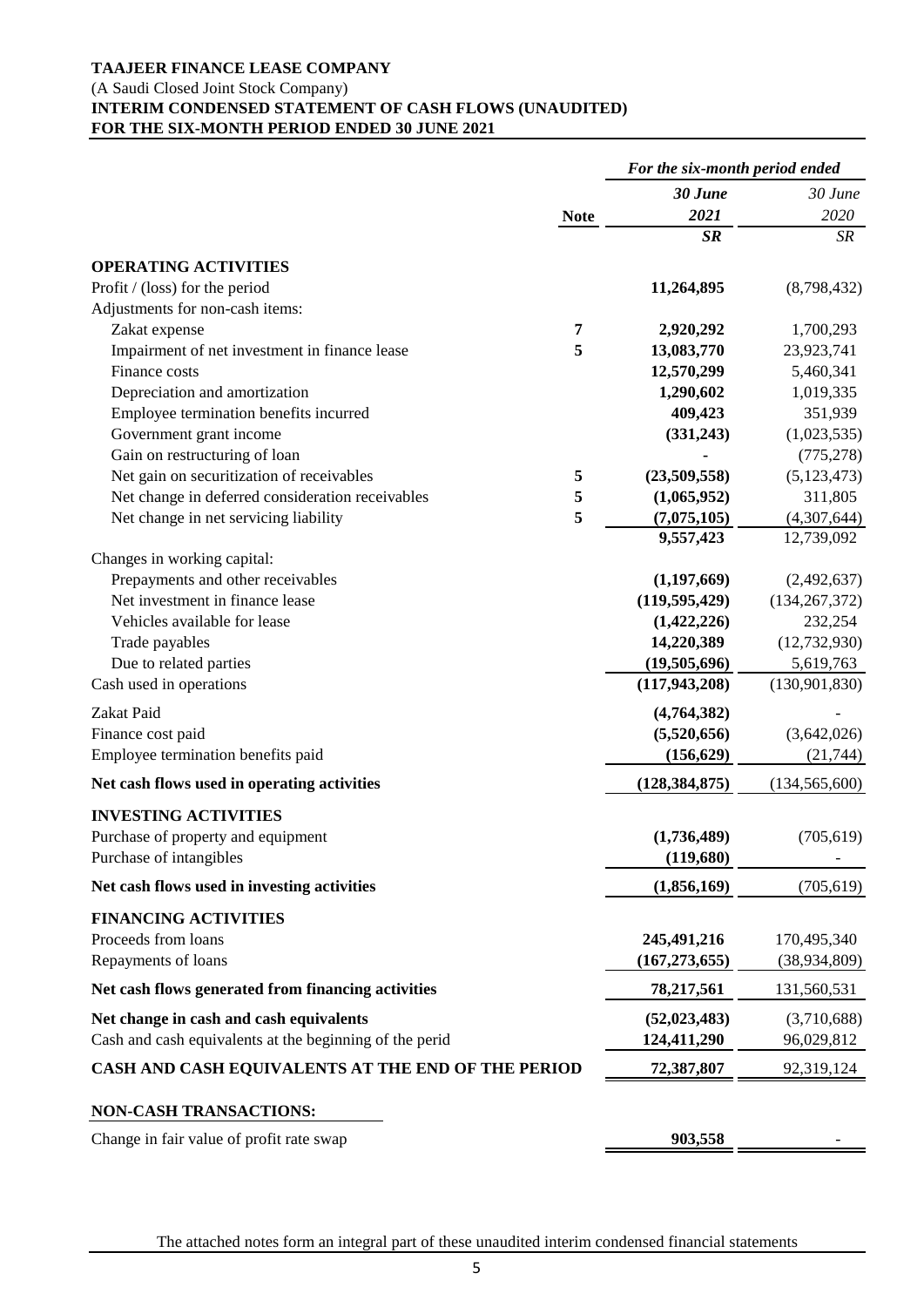**TAAJEER FINANCE LEASE COMPANY**
(A Saudi Closed Joint Stock Company)
**INTERIM CONDENSED STATEMENT OF CASH FLOWS (UNAUDITED)**
**FOR THE SIX-MONTH PERIOD ENDED 30 JUNE 2021**

| | | *For the six-month period ended* | |
|---|---|---|---|
| | **Note** | ***30 June 2021*** | *30 June 2020* |
| | | ***SR*** | *SR* |
| **OPERATING ACTIVITIES** | | | |
| Profit / (loss) for the period | | **11,264,895** | (8,798,432) |
| Adjustments for non-cash items: | | | |
| Zakat expense | **7** | **2,920,292** | 1,700,293 |
| Impairment of net investment in finance lease | **5** | **13,083,770** | 23,923,741 |
| Finance costs | | **12,570,299** | 5,460,341 |
| Depreciation and amortization | | **1,290,602** | 1,019,335 |
| Employee termination benefits incurred | | **409,423** | 351,939 |
| Government grant income | | **(331,243)** | (1,023,535) |
| Gain on restructuring of loan | | **-** | (775,278) |
| Net gain on securitization of receivables | **5** | **(23,509,558)** | (5,123,473) |
| Net change in deferred consideration receivables | **5** | **(1,065,952)** | 311,805 |
| Net change in net servicing liability | **5** | **(7,075,105)** | (4,307,644) |
| | | **9,557,423** | 12,739,092 |
| Changes in working capital: | | | |
| Prepayments and other receivables | | **(1,197,669)** | (2,492,637) |
| Net investment in finance lease | | **(119,595,429)** | (134,267,372) |
| Vehicles available for lease | | **(1,422,226)** | 232,254 |
| Trade payables | | **14,220,389** | (12,732,930) |
| Due to related parties | | **(19,505,696)** | 5,619,763 |
| Cash used in operations | | **(117,943,208)** | (130,901,830) |
| Zakat Paid | | **(4,764,382)** | - |
| Finance cost paid | | **(5,520,656)** | (3,642,026) |
| Employee termination benefits paid | | **(156,629)** | (21,744) |
| **Net cash flows used in operating activities** | | **(128,384,875)** | (134,565,600) |
| **INVESTING ACTIVITIES** | | | |
| Purchase of property and equipment | | **(1,736,489)** | (705,619) |
| Purchase of intangibles | | **(119,680)** | - |
| **Net cash flows used in investing activities** | | **(1,856,169)** | (705,619) |
| **FINANCING ACTIVITIES** | | | |
| Proceeds from loans | | **245,491,216** | 170,495,340 |
| Repayments of loans | | **(167,273,655)** | (38,934,809) |
| **Net cash flows generated from financing activities** | | **78,217,561** | 131,560,531 |
| **Net change in cash and cash equivalents** | | **(52,023,483)** | (3,710,688) |
| Cash and cash equivalents at the beginning of the perid | | **124,411,290** | 96,029,812 |
| **CASH AND CASH EQUIVALENTS AT THE END OF THE PERIOD** | | **72,387,807** | 92,319,124 |

**NON-CASH TRANSACTIONS:**

| | | | |
|---|---|---|---|
| Change in fair value of profit rate swap | | **903,558** | - |

The attached notes form an integral part of these unaudited interim condensed financial statements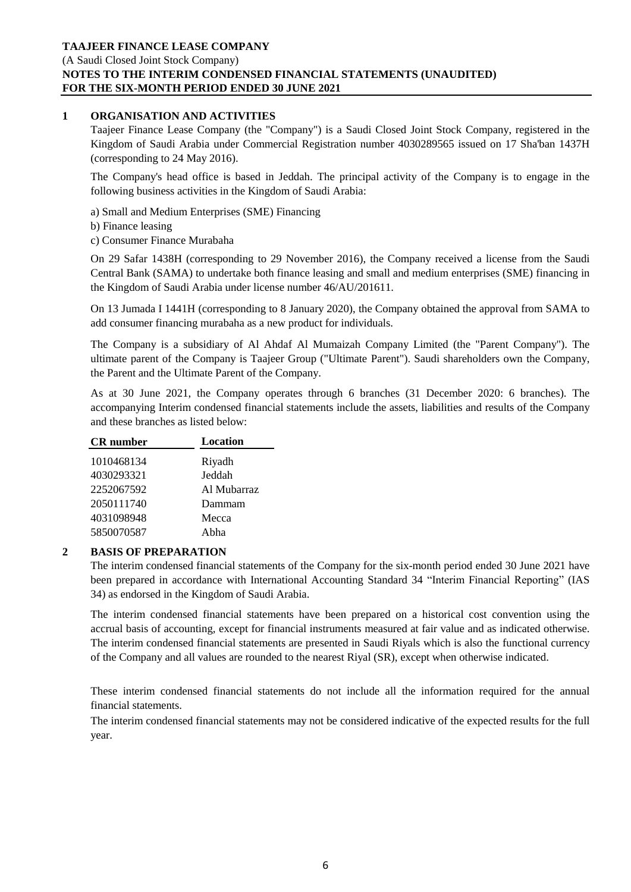**TAAJEER FINANCE LEASE COMPANY**
(A Saudi Closed Joint Stock Company)
**NOTES TO THE INTERIM CONDENSED FINANCIAL STATEMENTS (UNAUDITED)**
**FOR THE SIX-MONTH PERIOD ENDED 30 JUNE 2021**

## 1 ORGANISATION AND ACTIVITIES

Taajeer Finance Lease Company (the "Company") is a Saudi Closed Joint Stock Company, registered in the Kingdom of Saudi Arabia under Commercial Registration number 4030289565 issued on 17 Sha'ban 1437H (corresponding to 24 May 2016).

The Company's head office is based in Jeddah. The principal activity of the Company is to engage in the following business activities in the Kingdom of Saudi Arabia:

a) Small and Medium Enterprises (SME) Financing
b) Finance leasing
c) Consumer Finance Murabaha

On 29 Safar 1438H (corresponding to 29 November 2016), the Company received a license from the Saudi Central Bank (SAMA) to undertake both finance leasing and small and medium enterprises (SME) financing in the Kingdom of Saudi Arabia under license number 46/AU/201611.

On 13 Jumada I 1441H (corresponding to 8 January 2020), the Company obtained the approval from SAMA to add consumer financing murabaha as a new product for individuals.

The Company is a subsidiary of Al Ahdaf Al Mumaizah Company Limited (the "Parent Company"). The ultimate parent of the Company is Taajeer Group ("Ultimate Parent"). Saudi shareholders own the Company, the Parent and the Ultimate Parent of the Company.

As at 30 June 2021, the Company operates through 6 branches (31 December 2020: 6 branches). The accompanying Interim condensed financial statements include the assets, liabilities and results of the Company and these branches as listed below:

| CR number | Location |
|---|---|
| 1010468134 | Riyadh |
| 4030293321 | Jeddah |
| 2252067592 | Al Mubarraz |
| 2050111740 | Dammam |
| 4031098948 | Mecca |
| 5850070587 | Abha |

## 2 BASIS OF PREPARATION

The interim condensed financial statements of the Company for the six-month period ended 30 June 2021 have been prepared in accordance with International Accounting Standard 34 "Interim Financial Reporting" (IAS 34) as endorsed in the Kingdom of Saudi Arabia.

The interim condensed financial statements have been prepared on a historical cost convention using the accrual basis of accounting, except for financial instruments measured at fair value and as indicated otherwise. The interim condensed financial statements are presented in Saudi Riyals which is also the functional currency of the Company and all values are rounded to the nearest Riyal (SR), except when otherwise indicated.

These interim condensed financial statements do not include all the information required for the annual financial statements.

The interim condensed financial statements may not be considered indicative of the expected results for the full year.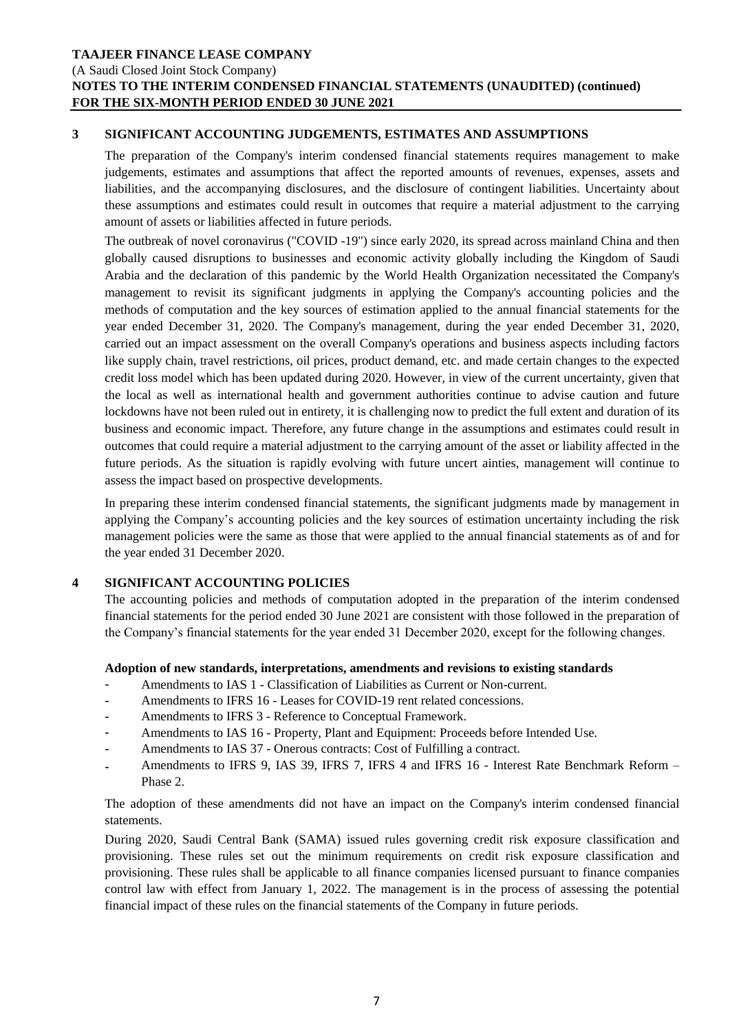## 3 SIGNIFICANT ACCOUNTING JUDGEMENTS, ESTIMATES AND ASSUMPTIONS

The preparation of the Company's interim condensed financial statements requires management to make judgements, estimates and assumptions that affect the reported amounts of revenues, expenses, assets and liabilities, and the accompanying disclosures, and the disclosure of contingent liabilities. Uncertainty about these assumptions and estimates could result in outcomes that require a material adjustment to the carrying amount of assets or liabilities affected in future periods.

The outbreak of novel coronavirus ("COVID -19") since early 2020, its spread across mainland China and then globally caused disruptions to businesses and economic activity globally including the Kingdom of Saudi Arabia and the declaration of this pandemic by the World Health Organization necessitated the Company's management to revisit its significant judgments in applying the Company's accounting policies and the methods of computation and the key sources of estimation applied to the annual financial statements for the year ended December 31, 2020. The Company's management, during the year ended December 31, 2020, carried out an impact assessment on the overall Company's operations and business aspects including factors like supply chain, travel restrictions, oil prices, product demand, etc. and made certain changes to the expected credit loss model which has been updated during 2020. However, in view of the current uncertainty, given that the local as well as international health and government authorities continue to advise caution and future lockdowns have not been ruled out in entirety, it is challenging now to predict the full extent and duration of its business and economic impact. Therefore, any future change in the assumptions and estimates could result in outcomes that could require a material adjustment to the carrying amount of the asset or liability affected in the future periods. As the situation is rapidly evolving with future uncert ainties, management will continue to assess the impact based on prospective developments.

In preparing these interim condensed financial statements, the significant judgments made by management in applying the Company's accounting policies and the key sources of estimation uncertainty including the risk management policies were the same as those that were applied to the annual financial statements as of and for the year ended 31 December 2020.

## 4 SIGNIFICANT ACCOUNTING POLICIES

The accounting policies and methods of computation adopted in the preparation of the interim condensed financial statements for the period ended 30 June 2021 are consistent with those followed in the preparation of the Company's financial statements for the year ended 31 December 2020, except for the following changes.

**Adoption of new standards, interpretations, amendments and revisions to existing standards**

- Amendments to IAS 1 - Classification of Liabilities as Current or Non-current.
- Amendments to IFRS 16 - Leases for COVID-19 rent related concessions.
- Amendments to IFRS 3 - Reference to Conceptual Framework.
- Amendments to IAS 16 - Property, Plant and Equipment: Proceeds before Intended Use.
- Amendments to IAS 37 - Onerous contracts: Cost of Fulfilling a contract.
- Amendments to IFRS 9, IAS 39, IFRS 7, IFRS 4 and IFRS 16 - Interest Rate Benchmark Reform – Phase 2.

The adoption of these amendments did not have an impact on the Company's interim condensed financial statements.

During 2020, Saudi Central Bank (SAMA) issued rules governing credit risk exposure classification and provisioning. These rules set out the minimum requirements on credit risk exposure classification and provisioning. These rules shall be applicable to all finance companies licensed pursuant to finance companies control law with effect from January 1, 2022. The management is in the process of assessing the potential financial impact of these rules on the financial statements of the Company in future periods.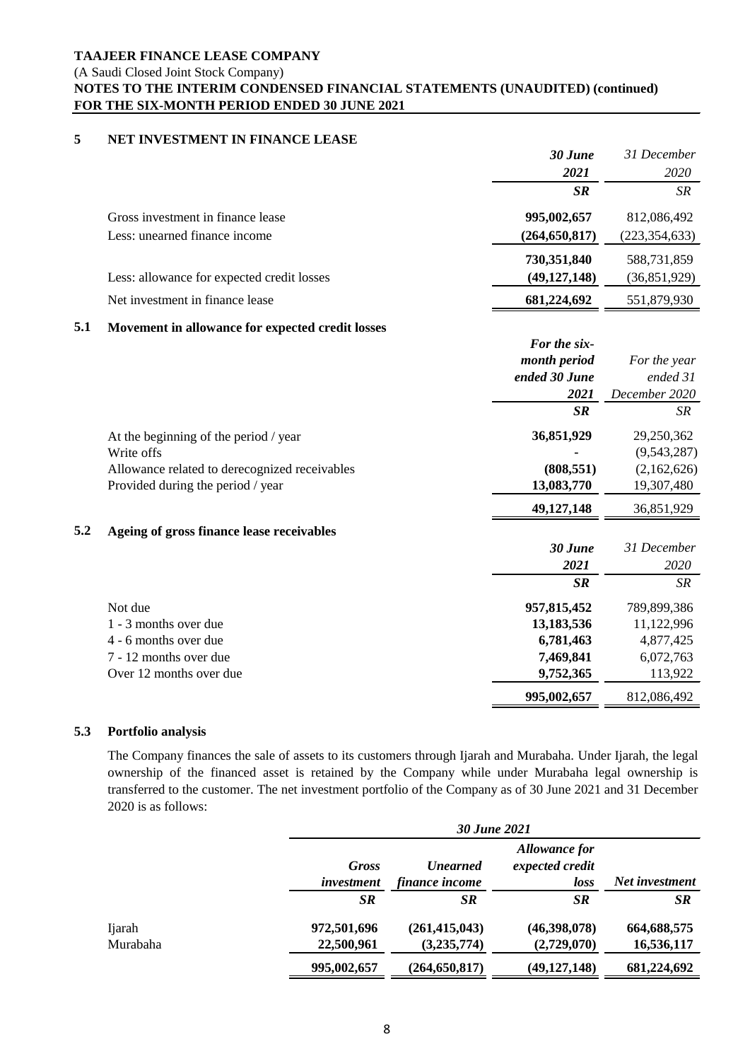**TAAJEER FINANCE LEASE COMPANY**
(A Saudi Closed Joint Stock Company)
**NOTES TO THE INTERIM CONDENSED FINANCIAL STATEMENTS (UNAUDITED) (continued)**
**FOR THE SIX-MONTH PERIOD ENDED 30 JUNE 2021**

## 5 NET INVESTMENT IN FINANCE LEASE

| | ***30 June 2021*** | *31 December 2020* |
|---|---|---|
| | ***SR*** | *SR* |
| Gross investment in finance lease | **995,002,657** | 812,086,492 |
| Less: unearned finance income | **(264,650,817)** | (223,354,633) |
| | **730,351,840** | 588,731,859 |
| Less: allowance for expected credit losses | **(49,127,148)** | (36,851,929) |
| Net investment in finance lease | **681,224,692** | 551,879,930 |

### 5.1 Movement in allowance for expected credit losses

| | ***For the six-month period ended 30 June 2021*** | *For the year ended 31 December 2020* |
|---|---|---|
| | ***SR*** | *SR* |
| At the beginning of the period / year | **36,851,929** | 29,250,362 |
| Write offs | **-** | (9,543,287) |
| Allowance related to derecognized receivables | **(808,551)** | (2,162,626) |
| Provided during the period / year | **13,083,770** | 19,307,480 |
| | **49,127,148** | 36,851,929 |

### 5.2 Ageing of gross finance lease receivables

| | ***30 June 2021*** | *31 December 2020* |
|---|---|---|
| | ***SR*** | *SR* |
| Not due | **957,815,452** | 789,899,386 |
| 1 - 3 months over due | **13,183,536** | 11,122,996 |
| 4 - 6 months over due | **6,781,463** | 4,877,425 |
| 7 - 12 months over due | **7,469,841** | 6,072,763 |
| Over 12 months over due | **9,752,365** | 113,922 |
| | **995,002,657** | 812,086,492 |

### 5.3 Portfolio analysis

The Company finances the sale of assets to its customers through Ijarah and Murabaha. Under Ijarah, the legal ownership of the financed asset is retained by the Company while under Murabaha legal ownership is transferred to the customer. The net investment portfolio of the Company as of 30 June 2021 and 31 December 2020 is as follows:

| | ***30 June 2021*** | | | |
|---|---|---|---|---|
| | ***Gross investment*** | ***Unearned finance income*** | ***Allowance for expected credit loss*** | ***Net investment*** |
| | ***SR*** | ***SR*** | ***SR*** | ***SR*** |
| Ijarah | **972,501,696** | **(261,415,043)** | **(46,398,078)** | **664,688,575** |
| Murabaha | **22,500,961** | **(3,235,774)** | **(2,729,070)** | **16,536,117** |
| | **995,002,657** | **(264,650,817)** | **(49,127,148)** | **681,224,692** |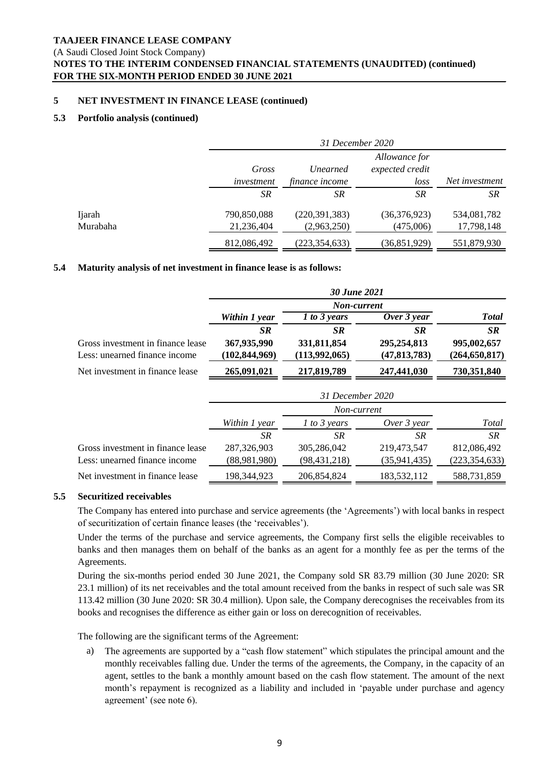## 5 NET INVESTMENT IN FINANCE LEASE (continued)

### 5.3 Portfolio analysis (continued)

| | *31 December 2020* | | | |
|---|---|---|---|---|
| | *Gross investment* | *Unearned finance income* | *Allowance for expected credit loss* | *Net investment* |
| | *SR* | *SR* | *SR* | *SR* |
| Ijarah | 790,850,088 | (220,391,383) | (36,376,923) | 534,081,782 |
| Murabaha | 21,236,404 | (2,963,250) | (475,006) | 17,798,148 |
| | 812,086,492 | (223,354,633) | (36,851,929) | 551,879,930 |

### 5.4 Maturity analysis of net investment in finance lease is as follows:

| | ***30 June 2021*** | | | |
|---|---|---|---|---|
| | | ***Non-current*** | | |
| | ***Within 1 year*** | ***1 to 3 years*** | ***Over 3 year*** | ***Total*** |
| | ***SR*** | ***SR*** | ***SR*** | ***SR*** |
| Gross investment in finance lease | **367,935,990** | **331,811,854** | **295,254,813** | **995,002,657** |
| Less: unearned finance income | **(102,844,969)** | **(113,992,065)** | **(47,813,783)** | **(264,650,817)** |
| Net investment in finance lease | **265,091,021** | **217,819,789** | **247,441,030** | **730,351,840** |

| | *31 December 2020* | | | |
|---|---|---|---|---|
| | | *Non-current* | | |
| | *Within 1 year* | *1 to 3 years* | *Over 3 year* | *Total* |
| | *SR* | *SR* | *SR* | *SR* |
| Gross investment in finance lease | 287,326,903 | 305,286,042 | 219,473,547 | 812,086,492 |
| Less: unearned finance income | (88,981,980) | (98,431,218) | (35,941,435) | (223,354,633) |
| Net investment in finance lease | 198,344,923 | 206,854,824 | 183,532,112 | 588,731,859 |

### 5.5 Securitized receivables

The Company has entered into purchase and service agreements (the 'Agreements') with local banks in respect of securitization of certain finance leases (the 'receivables').

Under the terms of the purchase and service agreements, the Company first sells the eligible receivables to banks and then manages them on behalf of the banks as an agent for a monthly fee as per the terms of the Agreements.

During the six-months period ended 30 June 2021, the Company sold SR 83.79 million (30 June 2020: SR 23.1 million) of its net receivables and the total amount received from the banks in respect of such sale was SR 113.42 million (30 June 2020: SR 30.4 million). Upon sale, the Company derecognises the receivables from its books and recognises the difference as either gain or loss on derecognition of receivables.

The following are the significant terms of the Agreement:

a) The agreements are supported by a "cash flow statement" which stipulates the principal amount and the monthly receivables falling due. Under the terms of the agreements, the Company, in the capacity of an agent, settles to the bank a monthly amount based on the cash flow statement. The amount of the next month's repayment is recognized as a liability and included in 'payable under purchase and agency agreement' (see note 6).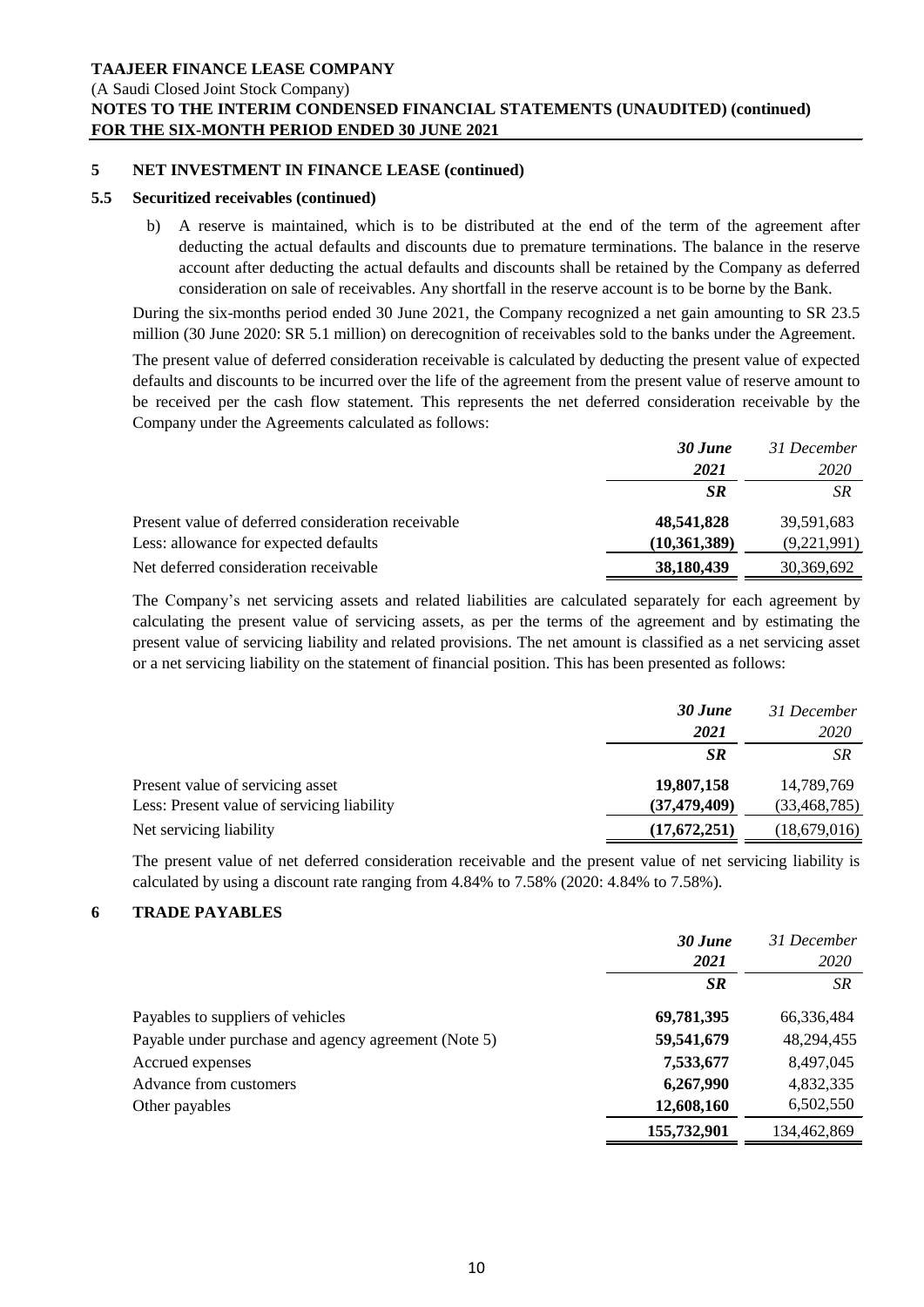## 5 NET INVESTMENT IN FINANCE LEASE (continued)

### 5.5 Securitized receivables (continued)

b) A reserve is maintained, which is to be distributed at the end of the term of the agreement after deducting the actual defaults and discounts due to premature terminations. The balance in the reserve account after deducting the actual defaults and discounts shall be retained by the Company as deferred consideration on sale of receivables. Any shortfall in the reserve account is to be borne by the Bank.

During the six-months period ended 30 June 2021, the Company recognized a net gain amounting to SR 23.5 million (30 June 2020: SR 5.1 million) on derecognition of receivables sold to the banks under the Agreement.

The present value of deferred consideration receivable is calculated by deducting the present value of expected defaults and discounts to be incurred over the life of the agreement from the present value of reserve amount to be received per the cash flow statement. This represents the net deferred consideration receivable by the Company under the Agreements calculated as follows:

| | ***30 June 2021*** | *31 December 2020* |
|---|---|---|
| | ***SR*** | *SR* |
| Present value of deferred consideration receivable | **48,541,828** | 39,591,683 |
| Less: allowance for expected defaults | **(10,361,389)** | (9,221,991) |
| Net deferred consideration receivable | **38,180,439** | 30,369,692 |

The Company's net servicing assets and related liabilities are calculated separately for each agreement by calculating the present value of servicing assets, as per the terms of the agreement and by estimating the present value of servicing liability and related provisions. The net amount is classified as a net servicing asset or a net servicing liability on the statement of financial position. This has been presented as follows:

| | ***30 June 2021*** | *31 December 2020* |
|---|---|---|
| | ***SR*** | *SR* |
| Present value of servicing asset | **19,807,158** | 14,789,769 |
| Less: Present value of servicing liability | **(37,479,409)** | (33,468,785) |
| Net servicing liability | **(17,672,251)** | (18,679,016) |

The present value of net deferred consideration receivable and the present value of net servicing liability is calculated by using a discount rate ranging from 4.84% to 7.58% (2020: 4.84% to 7.58%).

## 6 TRADE PAYABLES

| | ***30 June 2021*** | *31 December 2020* |
|---|---|---|
| | ***SR*** | *SR* |
| Payables to suppliers of vehicles | **69,781,395** | 66,336,484 |
| Payable under purchase and agency agreement (Note 5) | **59,541,679** | 48,294,455 |
| Accrued expenses | **7,533,677** | 8,497,045 |
| Advance from customers | **6,267,990** | 4,832,335 |
| Other payables | **12,608,160** | 6,502,550 |
| | **155,732,901** | 134,462,869 |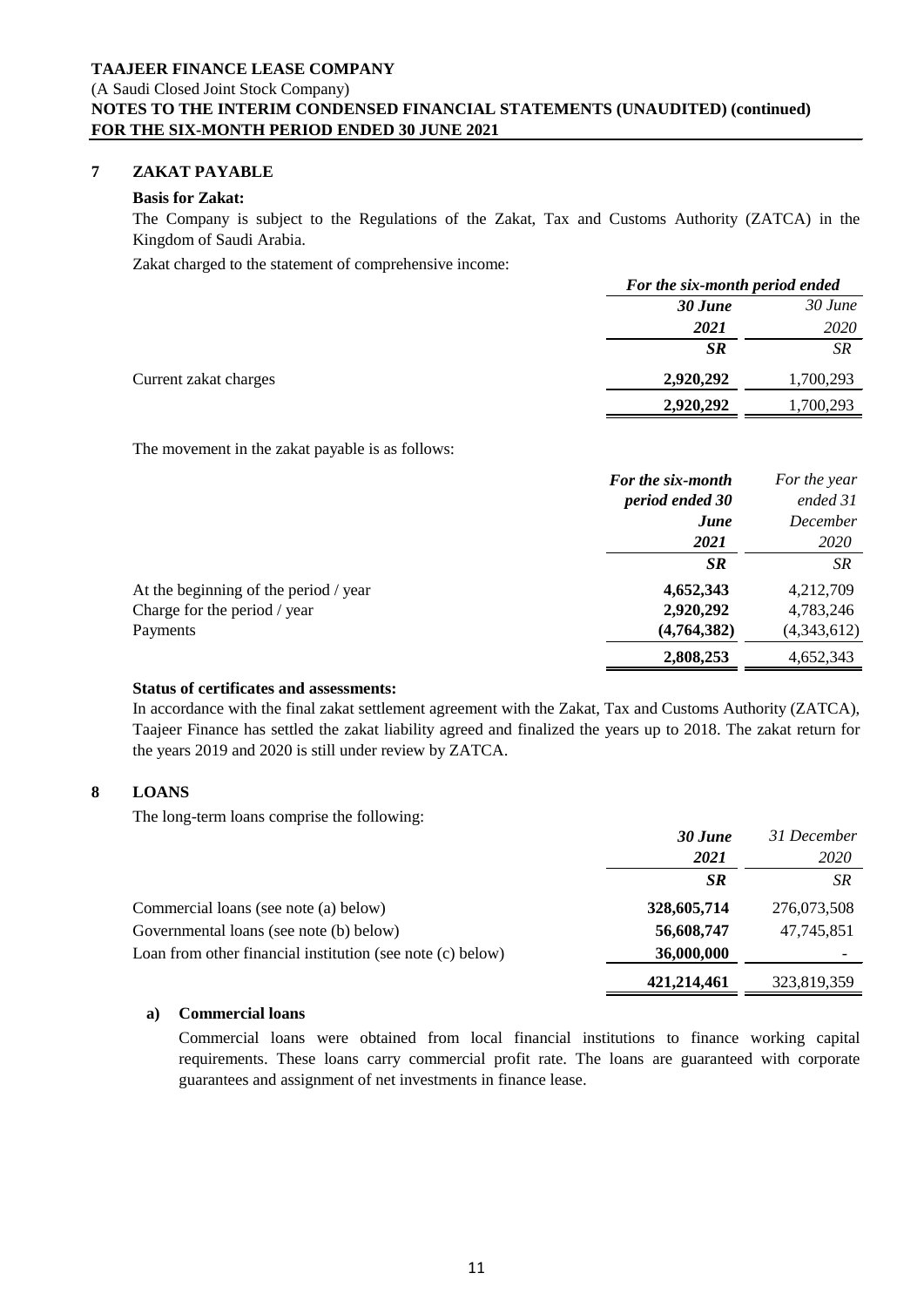## 7 ZAKAT PAYABLE

**Basis for Zakat:**

The Company is subject to the Regulations of the Zakat, Tax and Customs Authority (ZATCA) in the Kingdom of Saudi Arabia.

Zakat charged to the statement of comprehensive income:

| | ***For the six-month period ended*** | |
|---|---|---|
| | ***30 June 2021*** | *30 June 2020* |
| | ***SR*** | *SR* |
| Current zakat charges | **2,920,292** | 1,700,293 |
| | **2,920,292** | 1,700,293 |

The movement in the zakat payable is as follows:

| | ***For the six-month period ended 30 June 2021*** | *For the year ended 31 December 2020* |
|---|---|---|
| | ***SR*** | *SR* |
| At the beginning of the period / year | **4,652,343** | 4,212,709 |
| Charge for the period / year | **2,920,292** | 4,783,246 |
| Payments | **(4,764,382)** | (4,343,612) |
| | **2,808,253** | 4,652,343 |

**Status of certificates and assessments:**

In accordance with the final zakat settlement agreement with the Zakat, Tax and Customs Authority (ZATCA), Taajeer Finance has settled the zakat liability agreed and finalized the years up to 2018. The zakat return for the years 2019 and 2020 is still under review by ZATCA.

## 8 LOANS

The long-term loans comprise the following:

| | ***30 June 2021*** | *31 December 2020* |
|---|---|---|
| | ***SR*** | *SR* |
| Commercial loans (see note (a) below) | **328,605,714** | 276,073,508 |
| Governmental loans (see note (b) below) | **56,608,747** | 47,745,851 |
| Loan from other financial institution (see note (c) below) | **36,000,000** | - |
| | **421,214,461** | 323,819,359 |

### a) Commercial loans

Commercial loans were obtained from local financial institutions to finance working capital requirements. These loans carry commercial profit rate. The loans are guaranteed with corporate guarantees and assignment of net investments in finance lease.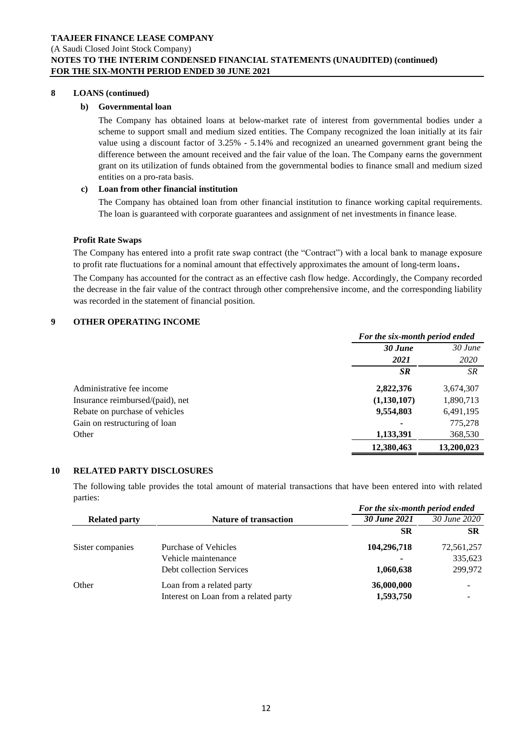**TAAJEER FINANCE LEASE COMPANY**
(A Saudi Closed Joint Stock Company)
**NOTES TO THE INTERIM CONDENSED FINANCIAL STATEMENTS (UNAUDITED) (continued)**
**FOR THE SIX-MONTH PERIOD ENDED 30 JUNE 2021**

## 8 LOANS (continued)

### b) Governmental loan

The Company has obtained loans at below-market rate of interest from governmental bodies under a scheme to support small and medium sized entities. The Company recognized the loan initially at its fair value using a discount factor of 3.25% - 5.14% and recognized an unearned government grant being the difference between the amount received and the fair value of the loan. The Company earns the government grant on its utilization of funds obtained from the governmental bodies to finance small and medium sized entities on a pro-rata basis.

### c) Loan from other financial institution

The Company has obtained loan from other financial institution to finance working capital requirements. The loan is guaranteed with corporate guarantees and assignment of net investments in finance lease.

**Profit Rate Swaps**

The Company has entered into a profit rate swap contract (the "Contract") with a local bank to manage exposure to profit rate fluctuations for a nominal amount that effectively approximates the amount of long-term loans.

The Company has accounted for the contract as an effective cash flow hedge. Accordingly, the Company recorded the decrease in the fair value of the contract through other comprehensive income, and the corresponding liability was recorded in the statement of financial position.

## 9 OTHER OPERATING INCOME

| | *For the six-month period ended* | |
|---|---|---|
| | ***30 June 2021*** | *30 June 2020* |
| | ***SR*** | *SR* |
| Administrative fee income | **2,822,376** | 3,674,307 |
| Insurance reimbursed/(paid), net | **(1,130,107)** | 1,890,713 |
| Rebate on purchase of vehicles | **9,554,803** | 6,491,195 |
| Gain on restructuring of loan | **-** | 775,278 |
| Other | **1,133,391** | 368,530 |
| | **12,380,463** | **13,200,023** |

## 10 RELATED PARTY DISCLOSURES

The following table provides the total amount of material transactions that have been entered into with related parties:

| | | *For the six-month period ended* | |
|---|---|---|---|
| **Related party** | **Nature of transaction** | ***30 June 2021*** | *30 June 2020* |
| | | **SR** | **SR** |
| Sister companies | Purchase of Vehicles | **104,296,718** | 72,561,257 |
| | Vehicle maintenance | **-** | 335,623 |
| | Debt collection Services | **1,060,638** | 299,972 |
| Other | Loan from a related party | **36,000,000** | - |
| | Interest on Loan from a related party | **1,593,750** | - |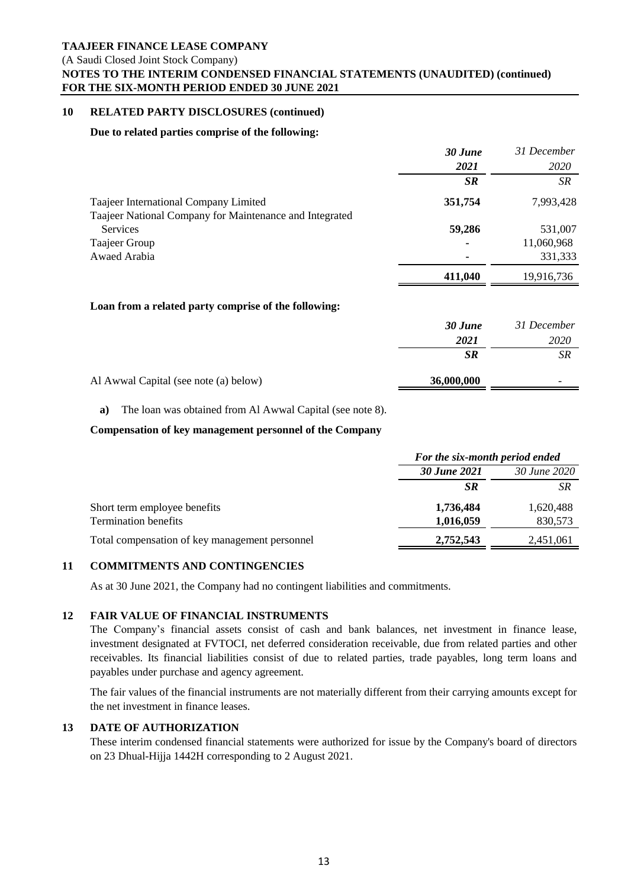**TAAJEER FINANCE LEASE COMPANY**
(A Saudi Closed Joint Stock Company)
**NOTES TO THE INTERIM CONDENSED FINANCIAL STATEMENTS (UNAUDITED) (continued)**
**FOR THE SIX-MONTH PERIOD ENDED 30 JUNE 2021**

## 10 RELATED PARTY DISCLOSURES (continued)

**Due to related parties comprise of the following:**

| | *30 June 2021* | *31 December 2020* |
|---|---|---|
| | ***SR*** | *SR* |
| Taajeer International Company Limited | **351,754** | 7,993,428 |
| Taajeer National Company for Maintenance and Integrated Services | **59,286** | 531,007 |
| Taajeer Group | **-** | 11,060,968 |
| Awaed Arabia | **-** | 331,333 |
| | **411,040** | 19,916,736 |

**Loan from a related party comprise of the following:**

| | *30 June 2021* | *31 December 2020* |
|---|---|---|
| | ***SR*** | *SR* |
| Al Awwal Capital (see note (a) below) | **36,000,000** | - |

**a)** The loan was obtained from Al Awwal Capital (see note 8).

**Compensation of key management personnel of the Company**

| | *For the six-month period ended* | |
|---|---|---|
| | ***30 June 2021*** | *30 June 2020* |
| | ***SR*** | *SR* |
| Short term employee benefits | **1,736,484** | 1,620,488 |
| Termination benefits | **1,016,059** | 830,573 |
| Total compensation of key management personnel | **2,752,543** | 2,451,061 |

## 11 COMMITMENTS AND CONTINGENCIES

As at 30 June 2021, the Company had no contingent liabilities and commitments.

## 12 FAIR VALUE OF FINANCIAL INSTRUMENTS

The Company's financial assets consist of cash and bank balances, net investment in finance lease, investment designated at FVTOCI, net deferred consideration receivable, due from related parties and other receivables. Its financial liabilities consist of due to related parties, trade payables, long term loans and payables under purchase and agency agreement.

The fair values of the financial instruments are not materially different from their carrying amounts except for the net investment in finance leases.

## 13 DATE OF AUTHORIZATION

These interim condensed financial statements were authorized for issue by the Company's board of directors on 23 Dhual-Hijja 1442H corresponding to 2 August 2021.